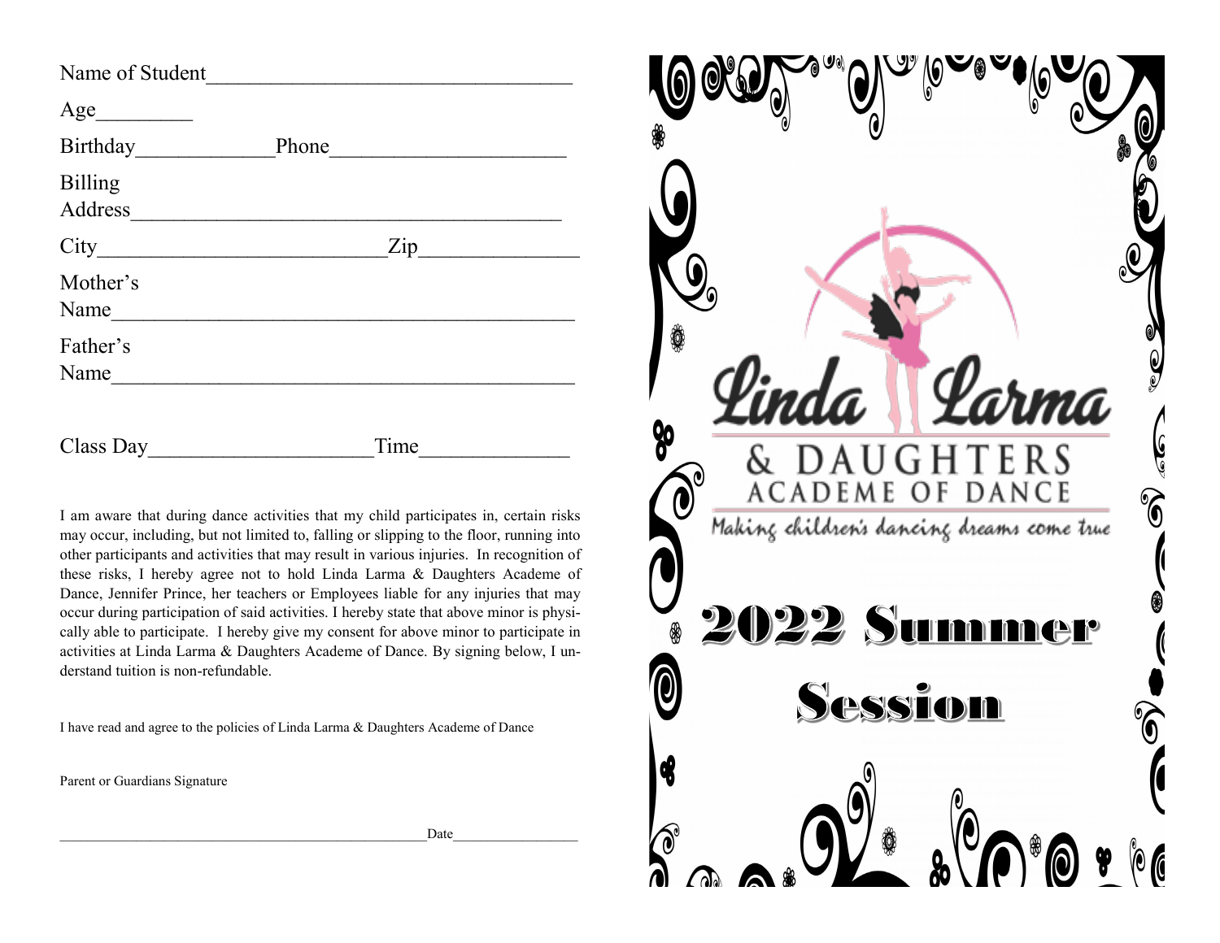Name of Student___________________________________

Age_________

Birthday____________Phone_____________________

Billing
Address__________________________________________

City___________________________Zip_______________

Mother's
Name____________________________________________

Father's
Name____________________________________________

Class Day____________________Time_____________

I am aware that during dance activities that my child participates in, certain risks may occur, including, but not limited to, falling or slipping to the floor, running into other participants and activities that may result in various injuries. In recognition of these risks, I hereby agree not to hold Linda Larma & Daughters Academe of Dance, Jennifer Prince, her teachers or Employees liable for any injuries that may occur during participation of said activities. I hereby state that above minor is physically able to participate. I hereby give my consent for above minor to participate in activities at Linda Larma & Daughters Academe of Dance. By signing below, I understand tuition is non-refundable.

I have read and agree to the policies of Linda Larma & Daughters Academe of Dance

Parent or Guardians Signature

__________________________________________________Date_________________

*Linda Larma*

& DAUGHTERS
ACADEME OF DANCE

*Making children's dancing dreams come true*

# 2022 Summer Session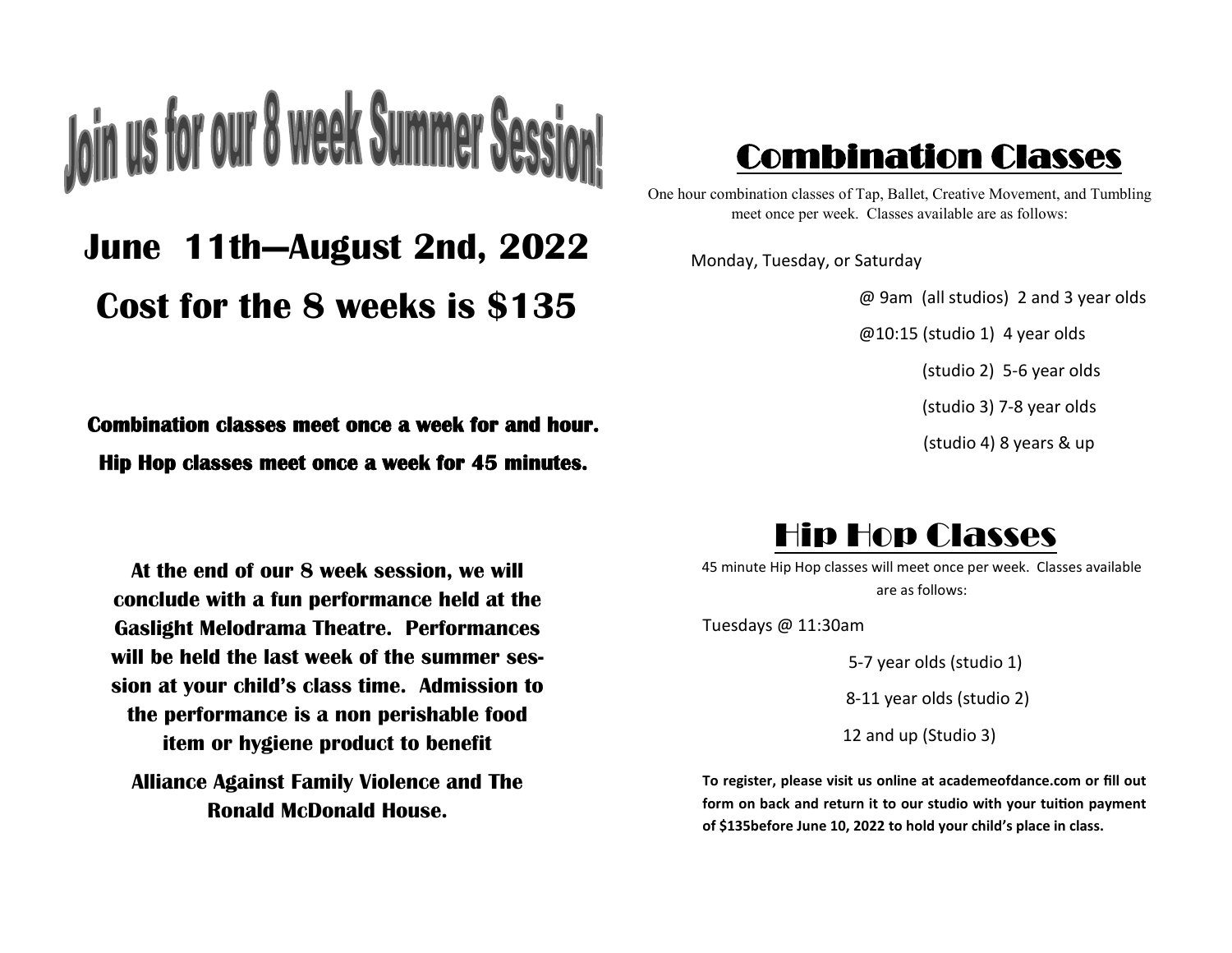# Join us for our 8 week Summer Session!

## June 11th—August 2nd, 2022

## Cost for the 8 weeks is $135

**Combination classes meet once a week for and hour.**

**Hip Hop classes meet once a week for 45 minutes.**

**At the end of our 8 week session, we will conclude with a fun performance held at the Gaslight Melodrama Theatre. Performances will be held the last week of the summer session at your child's class time. Admission to the performance is a non perishable food item or hygiene product to benefit**

**Alliance Against Family Violence and The Ronald McDonald House.**

# Combination Classes

One hour combination classes of Tap, Ballet, Creative Movement, and Tumbling meet once per week. Classes available are as follows:

Monday, Tuesday, or Saturday

@ 9am (all studios) 2 and 3 year olds

@10:15 (studio 1) 4 year olds

(studio 2) 5-6 year olds

(studio 3) 7-8 year olds

(studio 4) 8 years & up

# Hip Hop Classes

45 minute Hip Hop classes will meet once per week. Classes available are as follows:

Tuesdays @ 11:30am

5-7 year olds (studio 1)

8-11 year olds (studio 2)

12 and up (Studio 3)

**To register, please visit us online at academeofdance.com or fill out form on back and return it to our studio with your tuition payment of $135before June 10, 2022 to hold your child's place in class.**